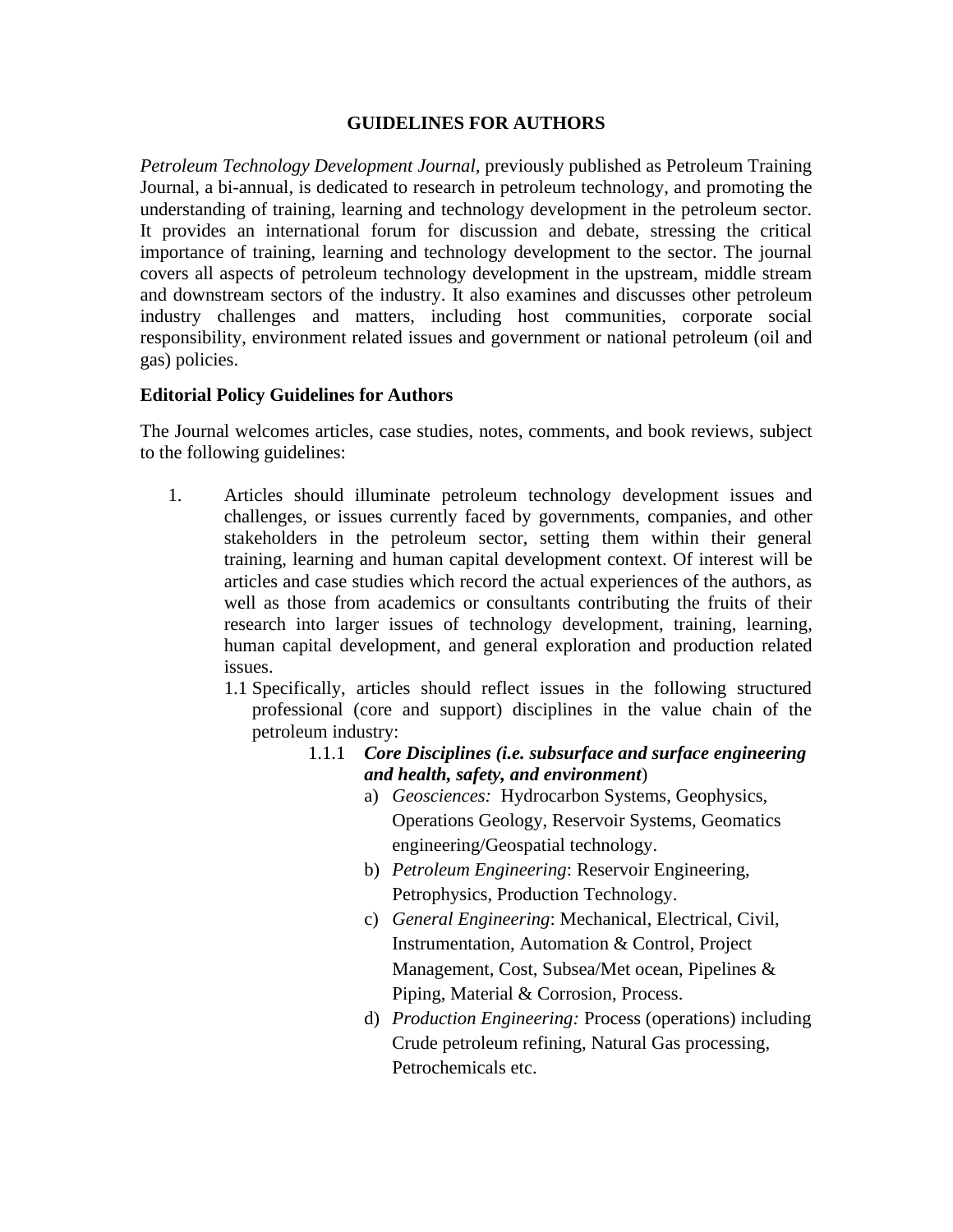## GUIDELINES FOR AUTHORS

*Petroleum Technology Development Journal*, previously published as Petroleum Training Journal, a bi-annual, is dedicated to research in petroleum technology, and promoting the understanding of training, learning and technology development in the petroleum sector. It provides an international forum for discussion and debate, stressing the critical importance of training, learning and technology development to the sector. The journal covers all aspects of petroleum technology development in the upstream, middle stream and downstream sectors of the industry. It also examines and discusses other petroleum industry challenges and matters, including host communities, corporate social responsibility, environment related issues and government or national petroleum (oil and gas) policies.

### Editorial Policy Guidelines for Authors

The Journal welcomes articles, case studies, notes, comments, and book reviews, subject to the following guidelines:

1. Articles should illuminate petroleum technology development issues and challenges, or issues currently faced by governments, companies, and other stakeholders in the petroleum sector, setting them within their general training, learning and human capital development context. Of interest will be articles and case studies which record the actual experiences of the authors, as well as those from academics or consultants contributing the fruits of their research into larger issues of technology development, training, learning, human capital development, and general exploration and production related issues.

   1.1 Specifically, articles should reflect issues in the following structured professional (core and support) disciplines in the value chain of the petroleum industry:

   1.1.1 ***Core Disciplines (i.e. subsurface and surface engineering and health, safety, and environment***)

   a) *Geosciences:* Hydrocarbon Systems, Geophysics, Operations Geology, Reservoir Systems, Geomatics engineering/Geospatial technology.

   b) *Petroleum Engineering*: Reservoir Engineering, Petrophysics, Production Technology.

   c) *General Engineering*: Mechanical, Electrical, Civil, Instrumentation, Automation & Control, Project Management, Cost, Subsea/Met ocean, Pipelines & Piping, Material & Corrosion, Process.

   d) *Production Engineering:* Process (operations) including Crude petroleum refining, Natural Gas processing, Petrochemicals etc.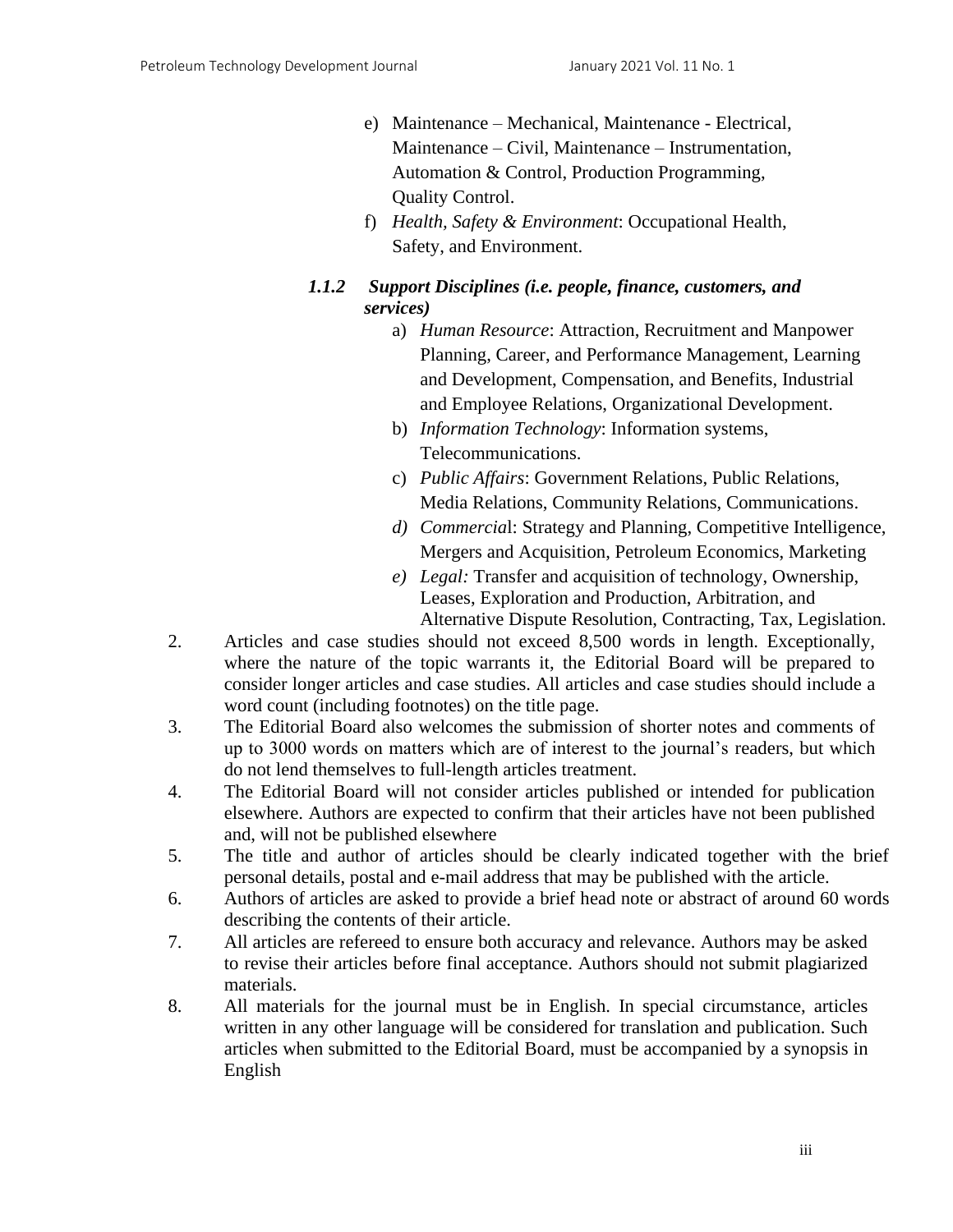e) Maintenance – Mechanical, Maintenance - Electrical, Maintenance – Civil, Maintenance – Instrumentation, Automation & Control, Production Programming, Quality Control.

f) *Health, Safety & Environment*: Occupational Health, Safety, and Environment.

### *1.1.2 Support Disciplines (i.e. people, finance, customers, and services)*

a) *Human Resource*: Attraction, Recruitment and Manpower Planning, Career, and Performance Management, Learning and Development, Compensation, and Benefits, Industrial and Employee Relations, Organizational Development.

b) *Information Technology*: Information systems, Telecommunications.

c) *Public Affairs*: Government Relations, Public Relations, Media Relations, Community Relations, Communications.

*d) Commercia*l: Strategy and Planning, Competitive Intelligence, Mergers and Acquisition, Petroleum Economics, Marketing

*e) Legal:* Transfer and acquisition of technology, Ownership, Leases, Exploration and Production, Arbitration, and Alternative Dispute Resolution, Contracting, Tax, Legislation.

2. Articles and case studies should not exceed 8,500 words in length. Exceptionally, where the nature of the topic warrants it, the Editorial Board will be prepared to consider longer articles and case studies. All articles and case studies should include a word count (including footnotes) on the title page.
3. The Editorial Board also welcomes the submission of shorter notes and comments of up to 3000 words on matters which are of interest to the journal's readers, but which do not lend themselves to full-length articles treatment.
4. The Editorial Board will not consider articles published or intended for publication elsewhere. Authors are expected to confirm that their articles have not been published and, will not be published elsewhere
5. The title and author of articles should be clearly indicated together with the brief personal details, postal and e-mail address that may be published with the article.
6. Authors of articles are asked to provide a brief head note or abstract of around 60 words describing the contents of their article.
7. All articles are refereed to ensure both accuracy and relevance. Authors may be asked to revise their articles before final acceptance. Authors should not submit plagiarized materials.
8. All materials for the journal must be in English. In special circumstance, articles written in any other language will be considered for translation and publication. Such articles when submitted to the Editorial Board, must be accompanied by a synopsis in English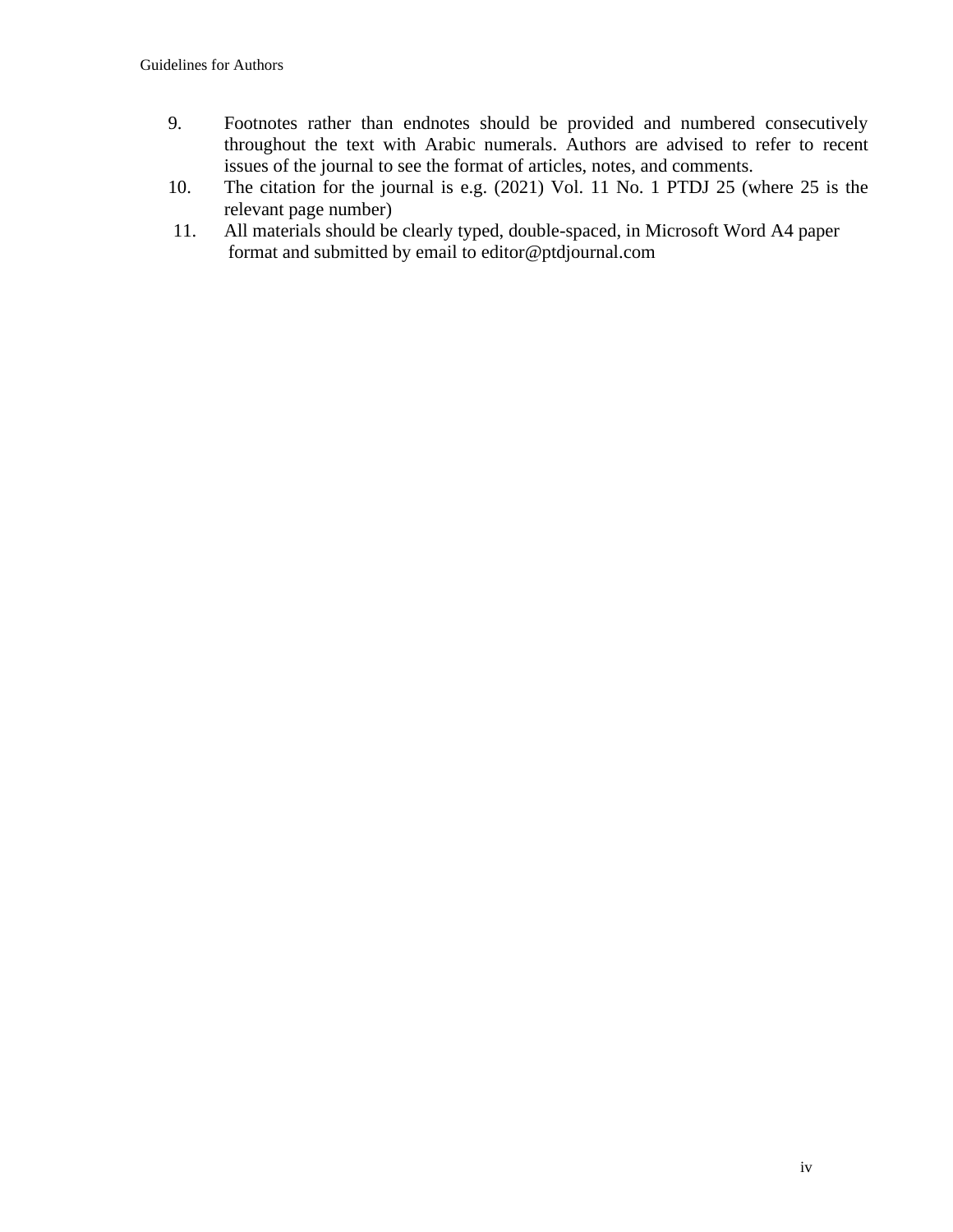9. Footnotes rather than endnotes should be provided and numbered consecutively throughout the text with Arabic numerals. Authors are advised to refer to recent issues of the journal to see the format of articles, notes, and comments.
10. The citation for the journal is e.g. (2021) Vol. 11 No. 1 PTDJ 25 (where 25 is the relevant page number)
11. All materials should be clearly typed, double-spaced, in Microsoft Word A4 paper format and submitted by email to editor@ptdjournal.com